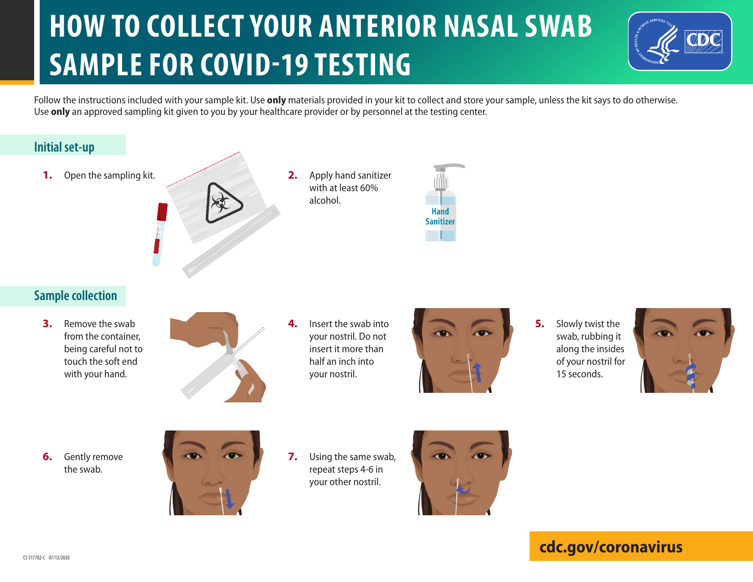# HOW TO COLLECT YOUR ANTERIOR NASAL SWAB SAMPLE FOR COVID-19 TESTING

Follow the instructions included with your sample kit. Use **only** materials provided in your kit to collect and store your sample, unless the kit says to do otherwise. Use **only** an approved sampling kit given to you by your healthcare provider or by personnel at the testing center.

## Initial set-up

1. Open the sampling kit.
2. Apply hand sanitizer with at least 60% alcohol.

Hand Sanitizer

## Sample collection

3. Remove the swab from the container, being careful not to touch the soft end with your hand.
4. Insert the swab into your nostril. Do not insert it more than half an inch into your nostril.
5. Slowly twist the swab, rubbing it along the insides of your nostril for 15 seconds.
6. Gently remove the swab.
7. Using the same swab, repeat steps 4-6 in your other nostril.

**cdc.gov/coronavirus**

CS 317702-C 07/12/2020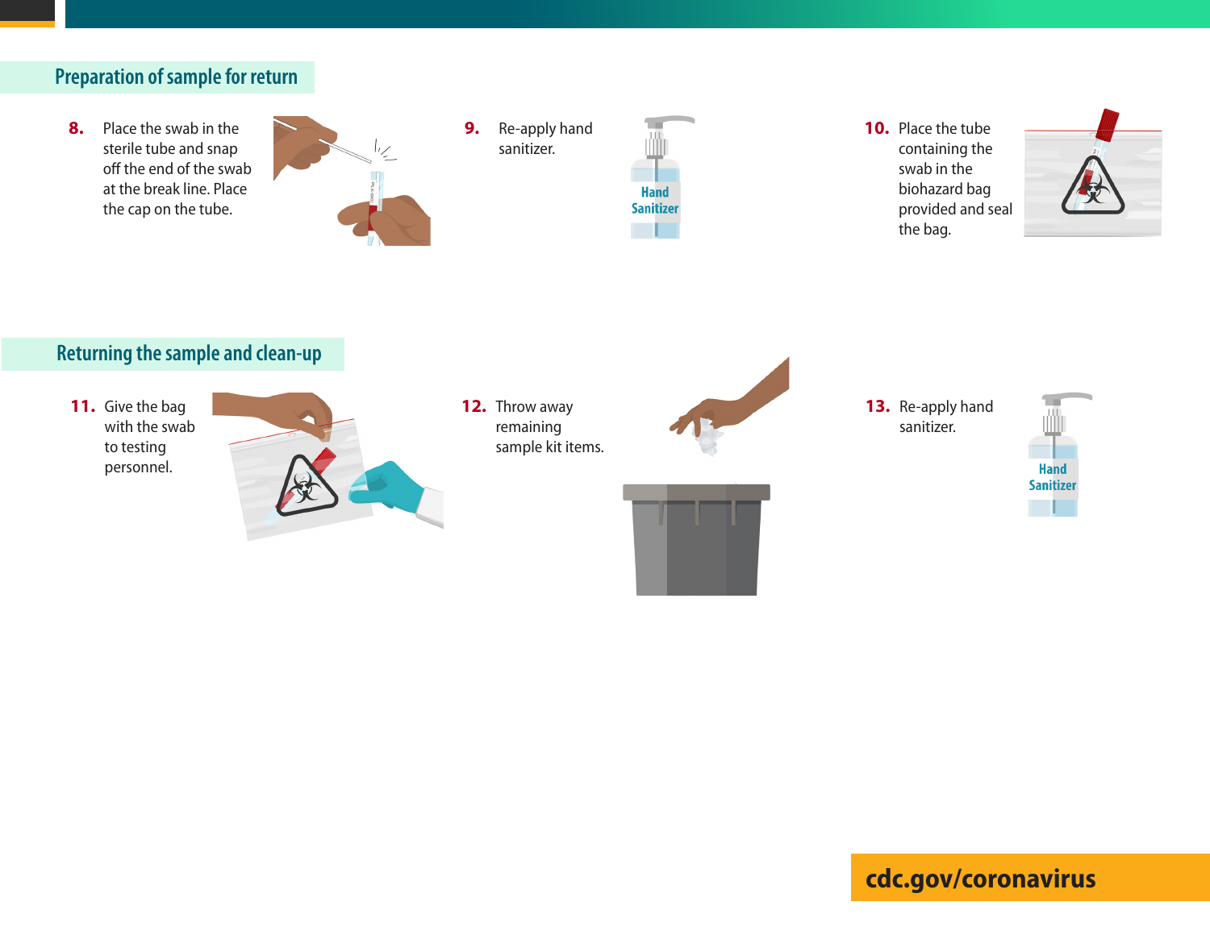## Preparation of sample for return

8. Place the swab in the sterile tube and snap off the end of the swab at the break line. Place the cap on the tube.

9. Re-apply hand sanitizer.

10. Place the tube containing the swab in the biohazard bag provided and seal the bag.

## Returning the sample and clean-up

11. Give the bag with the swab to testing personnel.

12. Throw away remaining sample kit items.

13. Re-apply hand sanitizer.

cdc.gov/coronavirus